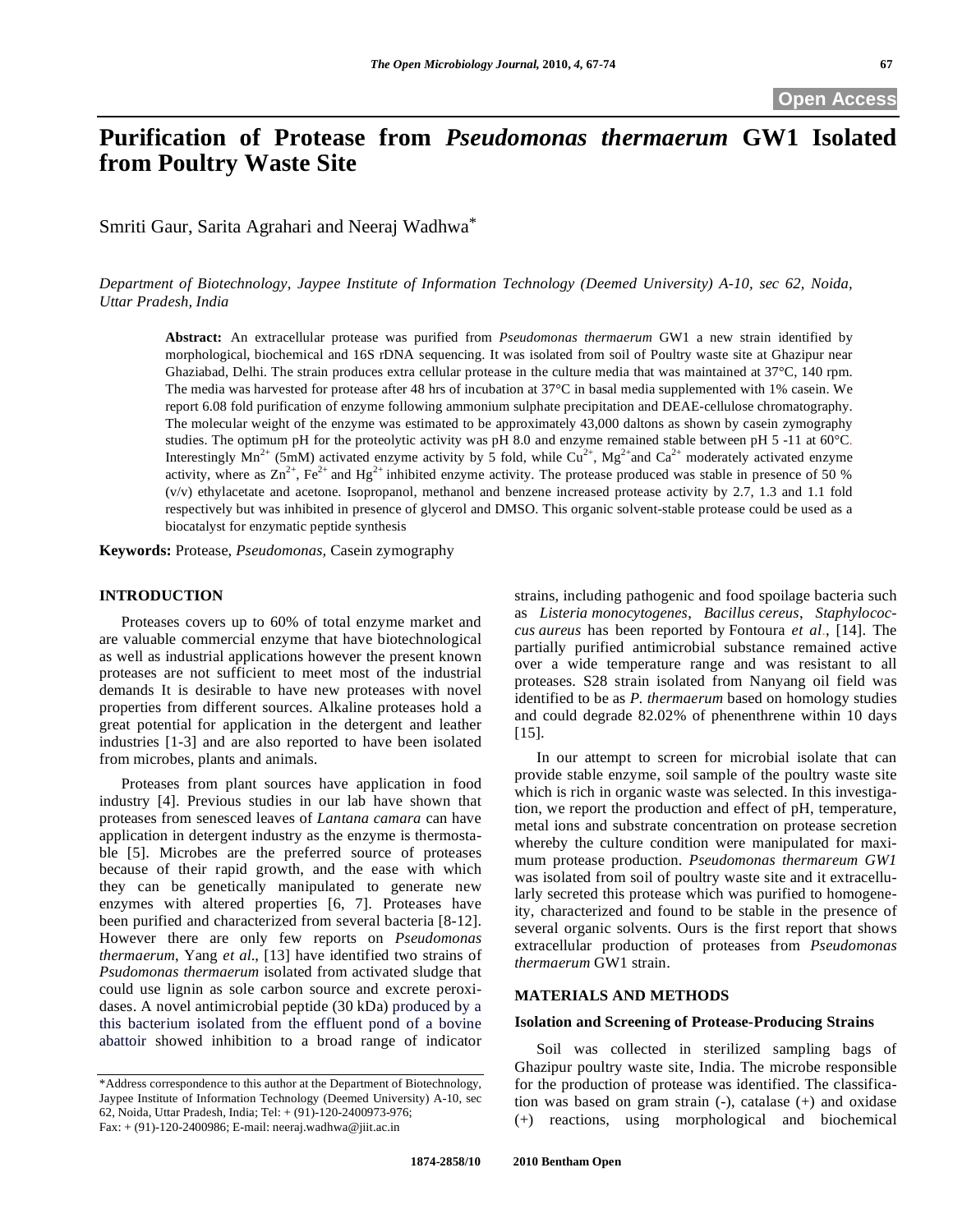Open Access

# Purification of Protease from *Pseudomonas thermaerum* GW1 Isolated from Poultry Waste Site

Smriti Gaur, Sarita Agrahari and Neeraj Wadhwa*

*Department of Biotechnology, Jaypee Institute of Information Technology (Deemed University) A-10, sec 62, Noida, Uttar Pradesh, India*

**Abstract:** An extracellular protease was purified from *Pseudomonas thermaerum* GW1 a new strain identified by morphological, biochemical and 16S rDNA sequencing. It was isolated from soil of Poultry waste site at Ghazipur near Ghaziabad, Delhi. The strain produces extra cellular protease in the culture media that was maintained at 37°C, 140 rpm. The media was harvested for protease after 48 hrs of incubation at 37°C in basal media supplemented with 1% casein. We report 6.08 fold purification of enzyme following ammonium sulphate precipitation and DEAE-cellulose chromatography. The molecular weight of the enzyme was estimated to be approximately 43,000 daltons as shown by casein zymography studies. The optimum pH for the proteolytic activity was pH 8.0 and enzyme remained stable between pH 5 -11 at 60°C. Interestingly $Mn^{2+}$ (5mM) activated enzyme activity by 5 fold, while $Cu^{2+}$, $Mg^{2+}$and $Ca^{2+}$ moderately activated enzyme activity, where as $Zn^{2+}$, $Fe^{2+}$ and $Hg^{2+}$ inhibited enzyme activity. The protease produced was stable in presence of 50 % (v/v) ethylacetate and acetone. Isopropanol, methanol and benzene increased protease activity by 2.7, 1.3 and 1.1 fold respectively but was inhibited in presence of glycerol and DMSO. This organic solvent-stable protease could be used as a biocatalyst for enzymatic peptide synthesis

**Keywords:** Protease, *Pseudomonas,* Casein zymography

## INTRODUCTION

Proteases covers up to 60% of total enzyme market and are valuable commercial enzyme that have biotechnological as well as industrial applications however the present known proteases are not sufficient to meet most of the industrial demands It is desirable to have new proteases with novel properties from different sources. Alkaline proteases hold a great potential for application in the detergent and leather industries [1-3] and are also reported to have been isolated from microbes, plants and animals.

Proteases from plant sources have application in food industry [4]. Previous studies in our lab have shown that proteases from senesced leaves of *Lantana camara* can have application in detergent industry as the enzyme is thermostable [5]. Microbes are the preferred source of proteases because of their rapid growth, and the ease with which they can be genetically manipulated to generate new enzymes with altered properties [6, 7]. Proteases have been purified and characterized from several bacteria [8-12]. However there are only few reports on *Pseudomonas thermaerum*, Yang *et al*., [13] have identified two strains of *Pseudomonas thermaerum* isolated from activated sludge that could use lignin as sole carbon source and excrete peroxidases. A novel antimicrobial peptide (30 kDa) produced by a this bacterium isolated from the effluent pond of a bovine abattoir showed inhibition to a broad range of indicator strains, including pathogenic and food spoilage bacteria such as *Listeria monocytogenes*, *Bacillus cereus*, *Staphylococcus aureus* has been reported by Fontoura *et al*., [14]. The partially purified antimicrobial substance remained active over a wide temperature range and was resistant to all proteases. S28 strain isolated from Nanyang oil field was identified to be as *P. thermaerum* based on homology studies and could degrade 82.02% of phenenthrene within 10 days [15].

In our attempt to screen for microbial isolate that can provide stable enzyme, soil sample of the poultry waste site which is rich in organic waste was selected. In this investigation, we report the production and effect of pH, temperature, metal ions and substrate concentration on protease secretion whereby the culture condition were manipulated for maximum protease production. *Pseudomonas thermareum GW1* was isolated from soil of poultry waste site and it extracellularly secreted this protease which was purified to homogeneity, characterized and found to be stable in the presence of several organic solvents. Ours is the first report that shows extracellular production of proteases from *Pseudomonas thermaerum* GW1 strain.

## MATERIALS AND METHODS

### Isolation and Screening of Protease-Producing Strains

Soil was collected in sterilized sampling bags of Ghazipur poultry waste site, India. The microbe responsible for the production of protease was identified. The classification was based on gram strain (-), catalase (+) and oxidase (+) reactions, using morphological and biochemical

*Address correspondence to this author at the Department of Biotechnology, Jaypee Institute of Information Technology (Deemed University) A-10, sec 62, Noida, Uttar Pradesh, India; Tel: + (91)-120-2400973-976; Fax: + (91)-120-2400986; E-mail: neeraj.wadhwa@jiit.ac.in

1874-2858/10 2010 Bentham Open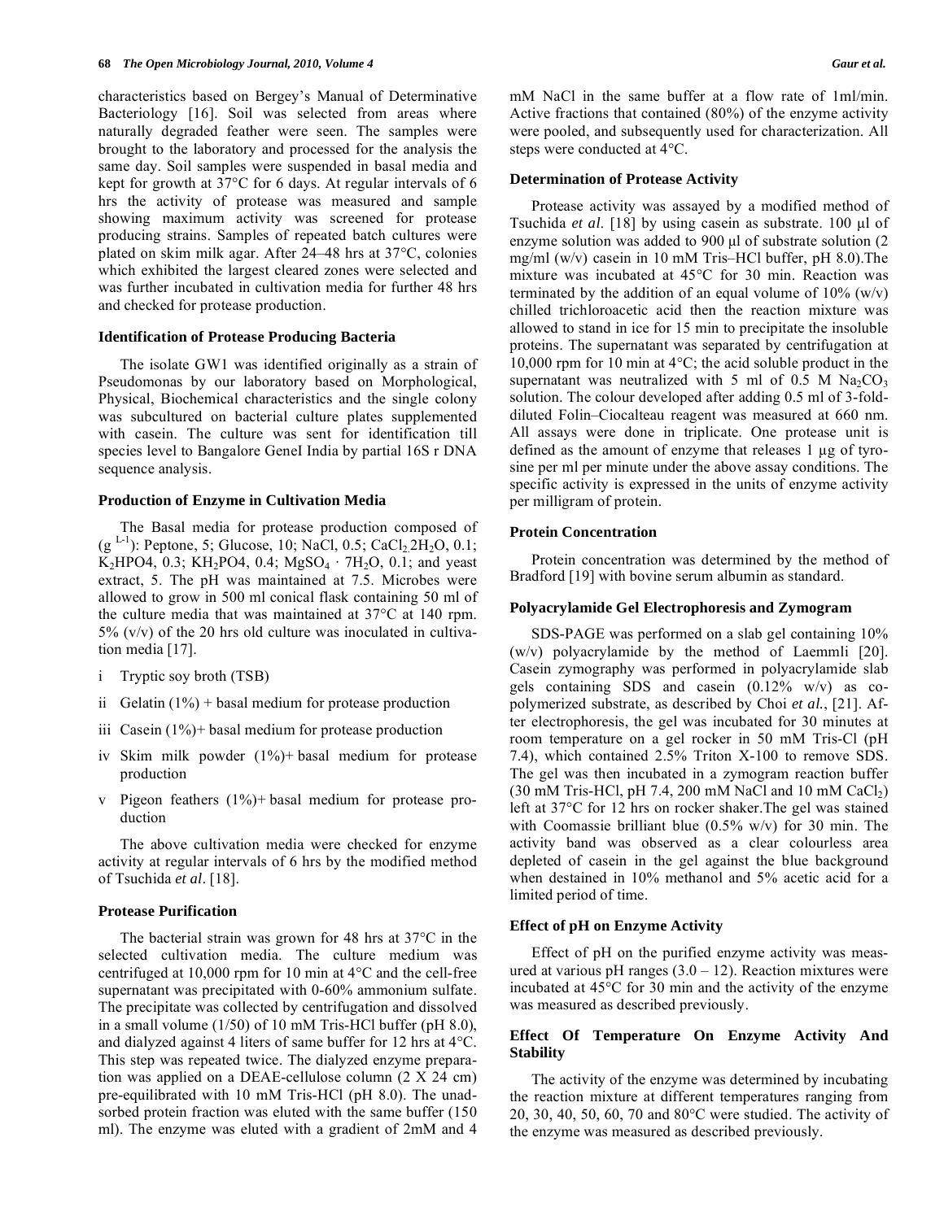characteristics based on Bergey's Manual of Determinative Bacteriology [16]. Soil was selected from areas where naturally degraded feather were seen. The samples were brought to the laboratory and processed for the analysis the same day. Soil samples were suspended in basal media and kept for growth at 37°C for 6 days. At regular intervals of 6 hrs the activity of protease was measured and sample showing maximum activity was screened for protease producing strains. Samples of repeated batch cultures were plated on skim milk agar. After 24–48 hrs at 37°C, colonies which exhibited the largest cleared zones were selected and was further incubated in cultivation media for further 48 hrs and checked for protease production.

### Identification of Protease Producing Bacteria

The isolate GW1 was identified originally as a strain of Pseudomonas by our laboratory based on Morphological, Physical, Biochemical characteristics and the single colony was subcultured on bacterial culture plates supplemented with casein. The culture was sent for identification till species level to Bangalore GeneI India by partial 16S r DNA sequence analysis.

### Production of Enzyme in Cultivation Media

The Basal media for protease production composed of ($g^{L-1}$): Peptone, 5; Glucose, 10; NaCl, 0.5; $CaCl_2.2H_2O$, 0.1; $K_2HPO4$, 0.3; $KH_2PO4$, 0.4; $MgSO_4 \cdot 7H_2O$, 0.1; and yeast extract, 5. The pH was maintained at 7.5. Microbes were allowed to grow in 500 ml conical flask containing 50 ml of the culture media that was maintained at 37°C at 140 rpm. 5% (v/v) of the 20 hrs old culture was inoculated in cultivation media [17].

- i Tryptic soy broth (TSB)
- ii Gelatin (1%) + basal medium for protease production
- iii Casein (1%)+ basal medium for protease production
- iv Skim milk powder (1%)+ basal medium for protease production
- v Pigeon feathers (1%)+ basal medium for protease production

The above cultivation media were checked for enzyme activity at regular intervals of 6 hrs by the modified method of Tsuchida *et al*. [18].

### Protease Purification

The bacterial strain was grown for 48 hrs at 37°C in the selected cultivation media. The culture medium was centrifuged at 10,000 rpm for 10 min at 4°C and the cell-free supernatant was precipitated with 0-60% ammonium sulfate. The precipitate was collected by centrifugation and dissolved in a small volume (1/50) of 10 mM Tris-HCl buffer (pH 8.0), and dialyzed against 4 liters of same buffer for 12 hrs at 4°C. This step was repeated twice. The dialyzed enzyme preparation was applied on a DEAE-cellulose column (2 X 24 cm) pre-equilibrated with 10 mM Tris-HCl (pH 8.0). The unadsorbed protein fraction was eluted with the same buffer (150 ml). The enzyme was eluted with a gradient of 2mM and 4 mM NaCl in the same buffer at a flow rate of 1ml/min. Active fractions that contained (80%) of the enzyme activity were pooled, and subsequently used for characterization. All steps were conducted at 4°C.

### Determination of Protease Activity

Protease activity was assayed by a modified method of Tsuchida *et al*. [18] by using casein as substrate. 100 µl of enzyme solution was added to 900 µl of substrate solution (2 mg/ml (w/v) casein in 10 mM Tris–HCl buffer, pH 8.0).The mixture was incubated at 45°C for 30 min. Reaction was terminated by the addition of an equal volume of 10% (w/v) chilled trichloroacetic acid then the reaction mixture was allowed to stand in ice for 15 min to precipitate the insoluble proteins. The supernatant was separated by centrifugation at 10,000 rpm for 10 min at 4°C; the acid soluble product in the supernatant was neutralized with 5 ml of 0.5 M $Na_2CO_3$ solution. The colour developed after adding 0.5 ml of 3-fold-diluted Folin–Ciocalteau reagent was measured at 660 nm. All assays were done in triplicate. One protease unit is defined as the amount of enzyme that releases 1 µg of tyrosine per ml per minute under the above assay conditions. The specific activity is expressed in the units of enzyme activity per milligram of protein.

### Protein Concentration

Protein concentration was determined by the method of Bradford [19] with bovine serum albumin as standard.

### Polyacrylamide Gel Electrophoresis and Zymogram

SDS-PAGE was performed on a slab gel containing 10% (w/v) polyacrylamide by the method of Laemmli [20]. Casein zymography was performed in polyacrylamide slab gels containing SDS and casein (0.12% w/v) as co-polymerized substrate, as described by Choi *et al.*, [21]. After electrophoresis, the gel was incubated for 30 minutes at room temperature on a gel rocker in 50 mM Tris-Cl (pH 7.4), which contained 2.5% Triton X-100 to remove SDS. The gel was then incubated in a zymogram reaction buffer (30 mM Tris-HCl, pH 7.4, 200 mM NaCl and 10 mM $CaCl_2$) left at 37°C for 12 hrs on rocker shaker.The gel was stained with Coomassie brilliant blue (0.5% w/v) for 30 min. The activity band was observed as a clear colourless area depleted of casein in the gel against the blue background when destained in 10% methanol and 5% acetic acid for a limited period of time.

### Effect of pH on Enzyme Activity

Effect of pH on the purified enzyme activity was measured at various pH ranges (3.0 – 12). Reaction mixtures were incubated at 45°C for 30 min and the activity of the enzyme was measured as described previously.

### Effect Of Temperature On Enzyme Activity And Stability

The activity of the enzyme was determined by incubating the reaction mixture at different temperatures ranging from 20, 30, 40, 50, 60, 70 and 80°C were studied. The activity of the enzyme was measured as described previously.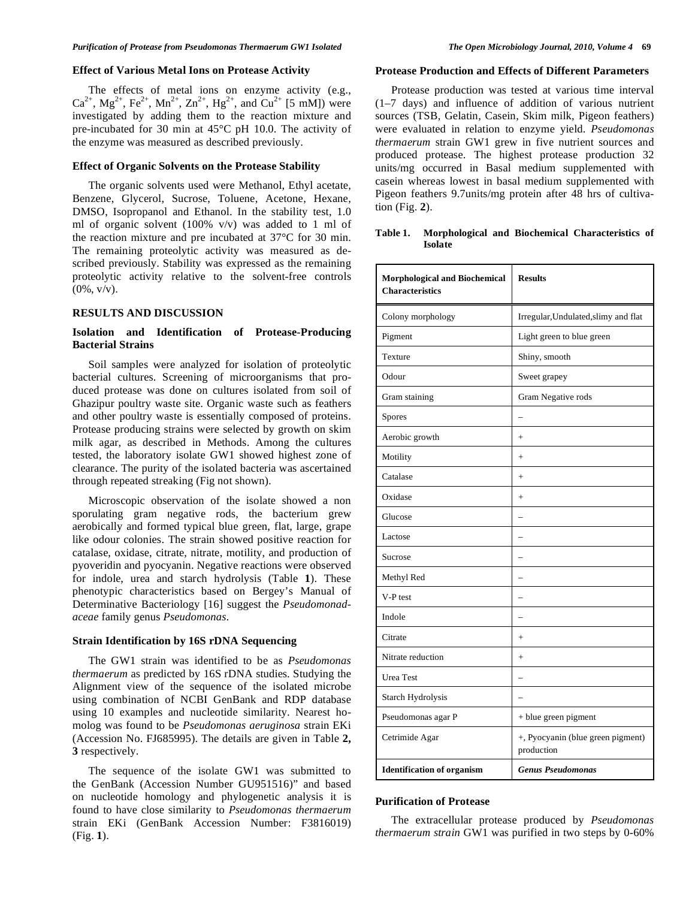### Effect of Various Metal Ions on Protease Activity

The effects of metal ions on enzyme activity (e.g., $Ca^{2+}$, $Mg^{2+}$, $Fe^{2+}$, $Mn^{2+}$, $Zn^{2+}$, $Hg^{2+}$, and $Cu^{2+}$ [5 mM]) were investigated by adding them to the reaction mixture and pre-incubated for 30 min at 45°C pH 10.0. The activity of the enzyme was measured as described previously.

### Effect of Organic Solvents on the Protease Stability

The organic solvents used were Methanol, Ethyl acetate, Benzene, Glycerol, Sucrose, Toluene, Acetone, Hexane, DMSO, Isopropanol and Ethanol. In the stability test, 1.0 ml of organic solvent (100% v/v) was added to 1 ml of the reaction mixture and pre incubated at 37°C for 30 min. The remaining proteolytic activity was measured as described previously. Stability was expressed as the remaining proteolytic activity relative to the solvent-free controls (0%, v/v).

## RESULTS AND DISCUSSION

### Isolation and Identification of Protease-Producing Bacterial Strains

Soil samples were analyzed for isolation of proteolytic bacterial cultures. Screening of microorganisms that produced protease was done on cultures isolated from soil of Ghazipur poultry waste site. Organic waste such as feathers and other poultry waste is essentially composed of proteins. Protease producing strains were selected by growth on skim milk agar, as described in Methods. Among the cultures tested, the laboratory isolate GW1 showed highest zone of clearance. The purity of the isolated bacteria was ascertained through repeated streaking (Fig not shown).

Microscopic observation of the isolate showed a non sporulating gram negative rods, the bacterium grew aerobically and formed typical blue green, flat, large, grape like odour colonies. The strain showed positive reaction for catalase, oxidase, citrate, nitrate, motility, and production of pyoveridin and pyocyanin. Negative reactions were observed for indole, urea and starch hydrolysis (Table **1**). These phenotypic characteristics based on Bergey's Manual of Determinative Bacteriology [16] suggest the *Pseudomonadaceae* family genus *Pseudomonas*.

### Strain Identification by 16S rDNA Sequencing

The GW1 strain was identified to be as *Pseudomonas thermaerum* as predicted by 16S rDNA studies. Studying the Alignment view of the sequence of the isolated microbe using combination of NCBI GenBank and RDP database using 10 examples and nucleotide similarity. Nearest homolog was found to be *Pseudomonas aeruginosa* strain EKi (Accession No. FJ685995). The details are given in Table **2, 3** respectively.

The sequence of the isolate GW1 was submitted to the GenBank (Accession Number GU951516)" and based on nucleotide homology and phylogenetic analysis it is found to have close similarity to *Pseudomonas thermaerum* strain EKi (GenBank Accession Number: F3816019) (Fig. **1**).

### Protease Production and Effects of Different Parameters

Protease production was tested at various time interval (1–7 days) and influence of addition of various nutrient sources (TSB, Gelatin, Casein, Skim milk, Pigeon feathers) were evaluated in relation to enzyme yield. *Pseudomonas thermaerum* strain GW1 grew in five nutrient sources and produced protease. The highest protease production 32 units/mg occurred in Basal medium supplemented with casein whereas lowest in basal medium supplemented with Pigeon feathers 9.7units/mg protein after 48 hrs of cultivation (Fig. **2**).

**Table 1. Morphological and Biochemical Characteristics of Isolate**

| Morphological and Biochemical Characteristics | Results |
|---|---|
| Colony morphology | Irregular,Undulated,slimy and flat |
| Pigment | Light green to blue green |
| Texture | Shiny, smooth |
| Odour | Sweet grapey |
| Gram staining | Gram Negative rods |
| Spores | – |
| Aerobic growth | + |
| Motility | + |
| Catalase | + |
| Oxidase | + |
| Glucose | – |
| Lactose | – |
| Sucrose | – |
| Methyl Red | – |
| V-P test | – |
| Indole | – |
| Citrate | + |
| Nitrate reduction | + |
| Urea Test | – |
| Starch Hydrolysis | – |
| Pseudomonas agar P | + blue green pigment |
| Cetrimide Agar | +, Pyocyanin (blue green pigment) production |
| **Identification of organism** | ***Genus Pseudomonas*** |

### Purification of Protease

The extracellular protease produced by *Pseudomonas thermaerum strain* GW1 was purified in two steps by 0-60%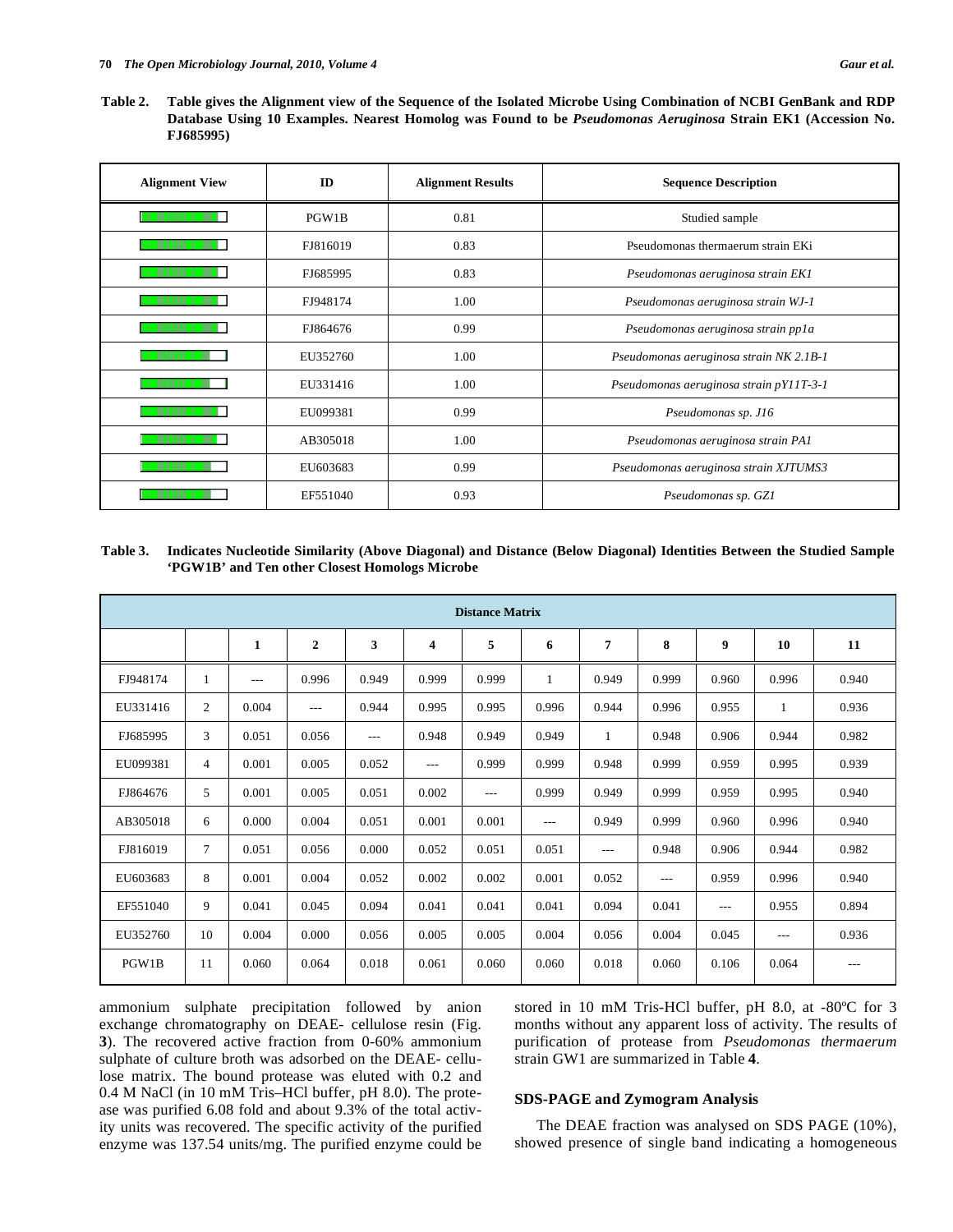**Table 2. Table gives the Alignment view of the Sequence of the Isolated Microbe Using Combination of NCBI GenBank and RDP Database Using 10 Examples. Nearest Homolog was Found to be *Pseudomonas Aeruginosa* Strain EK1 (Accession No. FJ685995)**

| Alignment View | ID | Alignment Results | Sequence Description |
|---|---|---|---|
| | PGW1B | 0.81 | Studied sample |
| | FJ816019 | 0.83 | Pseudomonas thermaerum strain EKi |
| | FJ685995 | 0.83 | *Pseudomonas aeruginosa strain EK1* |
| | FJ948174 | 1.00 | *Pseudomonas aeruginosa strain WJ-1* |
| | FJ864676 | 0.99 | *Pseudomonas aeruginosa strain pp1a* |
| | EU352760 | 1.00 | *Pseudomonas aeruginosa strain NK 2.1B-1* |
| | EU331416 | 1.00 | *Pseudomonas aeruginosa strain pY11T-3-1* |
| | EU099381 | 0.99 | *Pseudomonas sp. J16* |
| | AB305018 | 1.00 | *Pseudomonas aeruginosa strain PA1* |
| | EU603683 | 0.99 | *Pseudomonas aeruginosa strain XJTUMS3* |
| | EF551040 | 0.93 | *Pseudomonas sp. GZ1* |

**Table 3. Indicates Nucleotide Similarity (Above Diagonal) and Distance (Below Diagonal) Identities Between the Studied Sample 'PGW1B' and Ten other Closest Homologs Microbe**

| Distance Matrix | | | | | | | | | | | | |
|---|---|---|---|---|---|---|---|---|---|---|---|---|
| | | **1** | **2** | **3** | **4** | **5** | **6** | **7** | **8** | **9** | **10** | **11** |
| FJ948174 | 1 | --- | 0.996 | 0.949 | 0.999 | 0.999 | 1 | 0.949 | 0.999 | 0.960 | 0.996 | 0.940 |
| EU331416 | 2 | 0.004 | --- | 0.944 | 0.995 | 0.995 | 0.996 | 0.944 | 0.996 | 0.955 | 1 | 0.936 |
| FJ685995 | 3 | 0.051 | 0.056 | --- | 0.948 | 0.949 | 0.949 | 1 | 0.948 | 0.906 | 0.944 | 0.982 |
| EU099381 | 4 | 0.001 | 0.005 | 0.052 | --- | 0.999 | 0.999 | 0.948 | 0.999 | 0.959 | 0.995 | 0.939 |
| FJ864676 | 5 | 0.001 | 0.005 | 0.051 | 0.002 | --- | 0.999 | 0.949 | 0.999 | 0.959 | 0.995 | 0.940 |
| AB305018 | 6 | 0.000 | 0.004 | 0.051 | 0.001 | 0.001 | --- | 0.949 | 0.999 | 0.960 | 0.996 | 0.940 |
| FJ816019 | 7 | 0.051 | 0.056 | 0.000 | 0.052 | 0.051 | 0.051 | --- | 0.948 | 0.906 | 0.944 | 0.982 |
| EU603683 | 8 | 0.001 | 0.004 | 0.052 | 0.002 | 0.002 | 0.001 | 0.052 | --- | 0.959 | 0.996 | 0.940 |
| EF551040 | 9 | 0.041 | 0.045 | 0.094 | 0.041 | 0.041 | 0.041 | 0.094 | 0.041 | --- | 0.955 | 0.894 |
| EU352760 | 10 | 0.004 | 0.000 | 0.056 | 0.005 | 0.005 | 0.004 | 0.056 | 0.004 | 0.045 | --- | 0.936 |
| PGW1B | 11 | 0.060 | 0.064 | 0.018 | 0.061 | 0.060 | 0.060 | 0.018 | 0.060 | 0.106 | 0.064 | --- |

ammonium sulphate precipitation followed by anion exchange chromatography on DEAE- cellulose resin (Fig. **3**). The recovered active fraction from 0-60% ammonium sulphate of culture broth was adsorbed on the DEAE- cellulose matrix. The bound protease was eluted with 0.2 and 0.4 M NaCl (in 10 mM Tris–HCl buffer, pH 8.0). The protease was purified 6.08 fold and about 9.3% of the total activity units was recovered. The specific activity of the purified enzyme was 137.54 units/mg. The purified enzyme could be stored in 10 mM Tris-HCl buffer, pH 8.0, at -80ºC for 3 months without any apparent loss of activity. The results of purification of protease from *Pseudomonas thermaerum* strain GW1 are summarized in Table **4**.

### SDS-PAGE and Zymogram Analysis

The DEAE fraction was analysed on SDS PAGE (10%), showed presence of single band indicating a homogeneous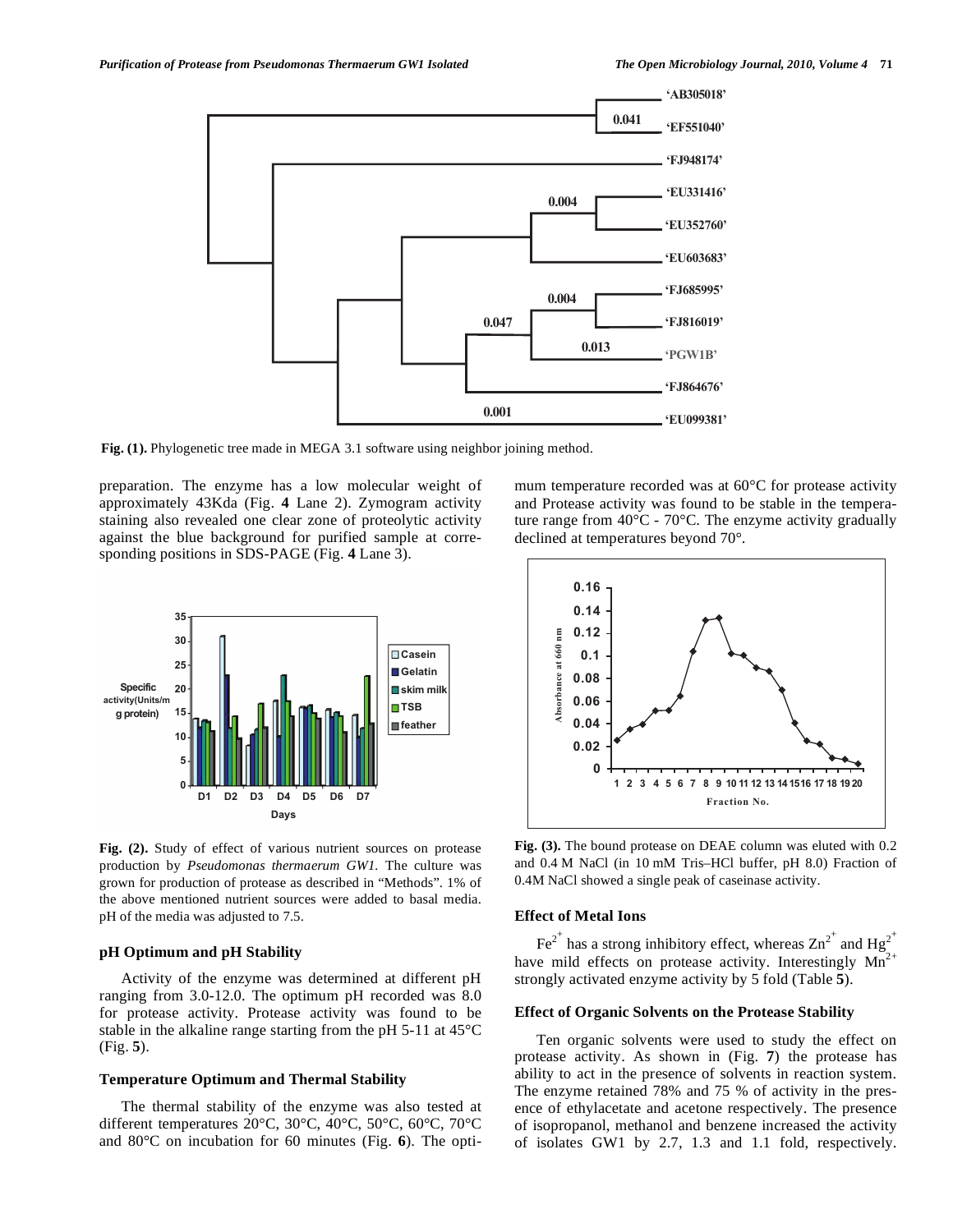Fig. (1). Phylogenetic tree made in MEGA 3.1 software using neighbor joining method.

preparation. The enzyme has a low molecular weight of approximately 43Kda (Fig. **4** Lane 2). Zymogram activity staining also revealed one clear zone of proteolytic activity against the blue background for purified sample at corresponding positions in SDS-PAGE (Fig. **4** Lane 3).

**Fig. (2).** Study of effect of various nutrient sources on protease production by *Pseudomonas thermaerum GW1.* The culture was grown for production of protease as described in "Methods". 1% of the above mentioned nutrient sources were added to basal media. pH of the media was adjusted to 7.5.

### pH Optimum and pH Stability

Activity of the enzyme was determined at different pH ranging from 3.0-12.0. The optimum pH recorded was 8.0 for protease activity. Protease activity was found to be stable in the alkaline range starting from the pH 5-11 at 45°C (Fig. **5**).

### Temperature Optimum and Thermal Stability

The thermal stability of the enzyme was also tested at different temperatures 20°C, 30°C, 40°C, 50°C, 60°C, 70°C and 80°C on incubation for 60 minutes (Fig. **6**). The optimum temperature recorded was at 60°C for protease activity and Protease activity was found to be stable in the temperature range from 40°C - 70°C. The enzyme activity gradually declined at temperatures beyond 70°.

**Fig. (3).** The bound protease on DEAE column was eluted with 0.2 and 0.4 M NaCl (in 10 mM Tris–HCl buffer, pH 8.0) Fraction of 0.4M NaCl showed a single peak of caseinase activity.

### Effect of Metal Ions

$Fe^{2+}$ has a strong inhibitory effect, whereas $Zn^{2+}$ and $Hg^{2+}$ have mild effects on protease activity. Interestingly $Mn^{2+}$ strongly activated enzyme activity by 5 fold (Table **5**).

### Effect of Organic Solvents on the Protease Stability

Ten organic solvents were used to study the effect on protease activity. As shown in (Fig. **7**) the protease has ability to act in the presence of solvents in reaction system. The enzyme retained 78% and 75 % of activity in the presence of ethylacetate and acetone respectively. The presence of isopropanol, methanol and benzene increased the activity of isolates GW1 by 2.7, 1.3 and 1.1 fold, respectively.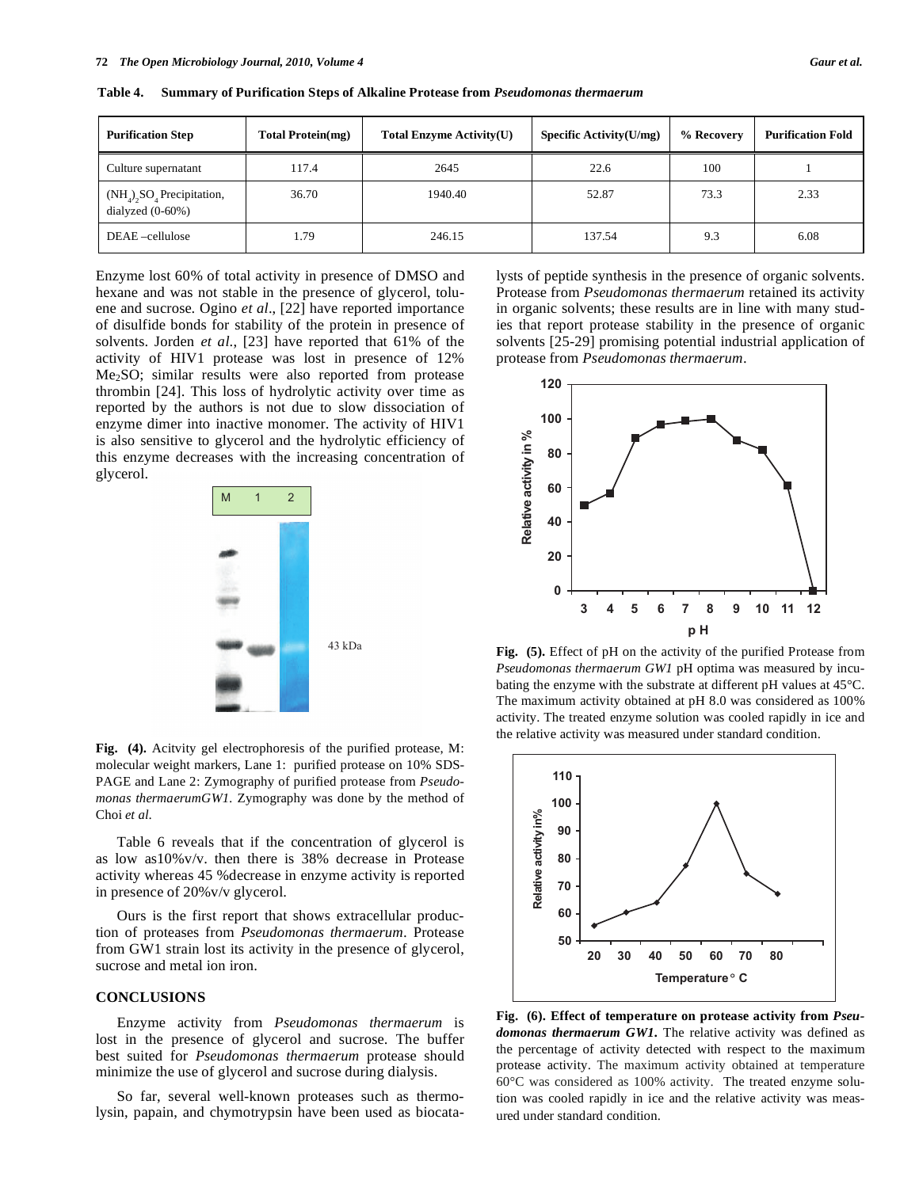**Table 4. Summary of Purification Steps of Alkaline Protease from *Pseudomonas thermaerum***

| Purification Step | Total Protein(mg) | Total Enzyme Activity(U) | Specific Activity(U/mg) | % Recovery | Purification Fold |
|---|---|---|---|---|---|
| Culture supernatant | 117.4 | 2645 | 22.6 | 100 | 1 |
| $(NH_4)_2SO_4$ Precipitation, dialyzed (0-60%) | 36.70 | 1940.40 | 52.87 | 73.3 | 2.33 |
| DEAE –cellulose | 1.79 | 246.15 | 137.54 | 9.3 | 6.08 |

Enzyme lost 60% of total activity in presence of DMSO and hexane and was not stable in the presence of glycerol, toluene and sucrose. Ogino *et al*., [22] have reported importance of disulfide bonds for stability of the protein in presence of solvents. Jorden *et al*., [23] have reported that 61% of the activity of HIV1 protease was lost in presence of 12% $Me_2SO$; similar results were also reported from protease thrombin [24]. This loss of hydrolytic activity over time as reported by the authors is not due to slow dissociation of enzyme dimer into inactive monomer. The activity of HIV1 is also sensitive to glycerol and the hydrolytic efficiency of this enzyme decreases with the increasing concentration of glycerol.

**Fig. (4).** Acitvity gel electrophoresis of the purified protease, M: molecular weight markers, Lane 1: purified protease on 10% SDS-PAGE and Lane 2: Zymography of purified protease from *Pseudomonas thermaerumGW1*. Zymography was done by the method of Choi *et al*.

Table 6 reveals that if the concentration of glycerol is as low as10%v/v. then there is 38% decrease in Protease activity whereas 45 %decrease in enzyme activity is reported in presence of 20%v/v glycerol.

Ours is the first report that shows extracellular production of proteases from *Pseudomonas thermaerum*. Protease from GW1 strain lost its activity in the presence of glycerol, sucrose and metal ion iron.

## CONCLUSIONS

Enzyme activity from *Pseudomonas thermaerum* is lost in the presence of glycerol and sucrose. The buffer best suited for *Pseudomonas thermaerum* protease should minimize the use of glycerol and sucrose during dialysis.

So far, several well-known proteases such as thermolysin, papain, and chymotrypsin have been used as biocatalysts of peptide synthesis in the presence of organic solvents. Protease from *Pseudomonas thermaerum* retained its activity in organic solvents; these results are in line with many studies that report protease stability in the presence of organic solvents [25-29] promising potential industrial application of protease from *Pseudomonas thermaerum*.

**Fig. (5).** Effect of pH on the activity of the purified Protease from *Pseudomonas thermaerum GW1* pH optima was measured by incubating the enzyme with the substrate at different pH values at 45°C. The maximum activity obtained at pH 8.0 was considered as 100% activity. The treated enzyme solution was cooled rapidly in ice and the relative activity was measured under standard condition.

**Fig. (6). Effect of temperature on protease activity from *Pseudomonas thermaerum GW1*.** The relative activity was defined as the percentage of activity detected with respect to the maximum protease activity. The maximum activity obtained at temperature 60°C was considered as 100% activity. The treated enzyme solution was cooled rapidly in ice and the relative activity was measured under standard condition.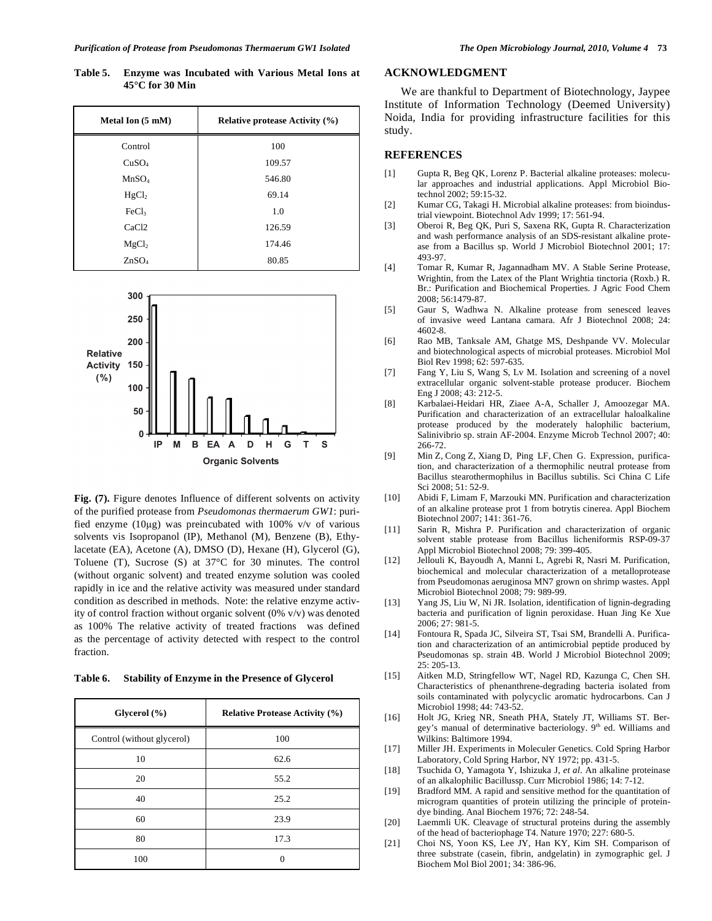**Table 5. Enzyme was Incubated with Various Metal Ions at 45°C for 30 Min**

| Metal Ion (5 mM) | Relative protease Activity (%) |
|---|---|
| Control | 100 |
| $CuSO_4$ | 109.57 |
| $MnSO_4$ | 546.80 |
| $HgCl_2$ | 69.14 |
| $FeCl_3$ | 1.0 |
| CaCl2 | 126.59 |
| $MgCl_2$ | 174.46 |
| $ZnSO_4$ | 80.85 |

**Fig. (7).** Figure denotes Influence of different solvents on activity of the purified protease from *Pseudomonas thermaerum GW1*: purified enzyme (10μg) was preincubated with 100% v/v of various solvents vis Isopropanol (IP), Methanol (M), Benzene (B), Ethylacetate (EA), Acetone (A), DMSO (D), Hexane (H), Glycerol (G), Toluene (T), Sucrose (S) at 37°C for 30 minutes. The control (without organic solvent) and treated enzyme solution was cooled rapidly in ice and the relative activity was measured under standard condition as described in methods. Note: the relative enzyme activity of control fraction without organic solvent (0% v/v) was denoted as 100% The relative activity of treated fractions was defined as the percentage of activity detected with respect to the control fraction.

**Table 6. Stability of Enzyme in the Presence of Glycerol**

| Glycerol (%) | Relative Protease Activity (%) |
|---|---|
| Control (without glycerol) | 100 |
| 10 | 62.6 |
| 20 | 55.2 |
| 40 | 25.2 |
| 60 | 23.9 |
| 80 | 17.3 |
| 100 | 0 |

## ACKNOWLEDGMENT

We are thankful to Department of Biotechnology, Jaypee Institute of Information Technology (Deemed University) Noida, India for providing infrastructure facilities for this study.

## REFERENCES

[1] Gupta R, Beg QK, Lorenz P. Bacterial alkaline proteases: molecular approaches and industrial applications. Appl Microbiol Biotechnol 2002; 59:15-32.

[2] Kumar CG, Takagi H. Microbial alkaline proteases: from bioindustrial viewpoint. Biotechnol Adv 1999; 17: 561-94.

[3] Oberoi R, Beg QK, Puri S, Saxena RK, Gupta R. Characterization and wash performance analysis of an SDS-resistant alkaline protease from a Bacillus sp. World J Microbiol Biotechnol 2001; 17: 493-97.

[4] Tomar R, Kumar R, Jagannadham MV. A Stable Serine Protease, Wrightin, from the Latex of the Plant Wrightia tinctoria (Roxb.) R. Br.: Purification and Biochemical Properties. J Agric Food Chem 2008; 56:1479-87.

[5] Gaur S, Wadhwa N. Alkaline protease from senesced leaves of invasive weed Lantana camara. Afr J Biotechnol 2008; 24: 4602-8.

[6] Rao MB, Tanksale AM, Ghatge MS, Deshpande VV. Molecular and biotechnological aspects of microbial proteases. Microbiol Mol Biol Rev 1998; 62: 597-635.

[7] Fang Y, Liu S, Wang S, Lv M. Isolation and screening of a novel extracellular organic solvent-stable protease producer. Biochem Eng J 2008; 43: 212-5.

[8] Karbalaei-Heidari HR, Ziaee A-A, Schaller J, Amoozegar MA. Purification and characterization of an extracellular haloalkaline protease produced by the moderately halophilic bacterium, Salinivibrio sp. strain AF-2004. Enzyme Microb Technol 2007; 40: 266-72.

[9] Min Z, Cong Z, Xiang D, Ping LF, Chen G. Expression, purification, and characterization of a thermophilic neutral protease from Bacillus stearothermophilus in Bacillus subtilis. Sci China C Life Sci 2008; 51: 52-9.

[10] Abidi F, Limam F, Marzouki MN. Purification and characterization of an alkaline protease prot 1 from botrytis cinerea. Appl Biochem Biotechnol 2007; 141: 361-76.

[11] Sarin R, Mishra P. Purification and characterization of organic solvent stable protease from Bacillus licheniformis RSP-09-37 Appl Microbiol Biotechnol 2008; 79: 399-405.

[12] Jellouli K, Bayoudh A, Manni L, Agrebi R, Nasri M. Purification, biochemical and molecular characterization of a metalloprotease from Pseudomonas aeruginosa MN7 grown on shrimp wastes. Appl Microbiol Biotechnol 2008; 79: 989-99.

[13] Yang JS, Liu W, Ni JR. Isolation, identification of lignin-degrading bacteria and purification of lignin peroxidase. Huan Jing Ke Xue 2006; 27: 981-5.

[14] Fontoura R, Spada JC, Silveira ST, Tsai SM, Brandelli A. Purification and characterization of an antimicrobial peptide produced by Pseudomonas sp. strain 4B. World J Microbiol Biotechnol 2009; 25: 205-13.

[15] Aitken M.D, Stringfellow WT, Nagel RD, Kazunga C, Chen SH. Characteristics of phenanthrene-degrading bacteria isolated from soils contaminated with polycyclic aromatic hydrocarbons. Can J Microbiol 1998; 44: 743-52.

[16] Holt JG, Krieg NR, Sneath PHA, Stately JT, Williams ST. Bergey's manual of determinative bacteriology. 9th ed. Williams and Wilkins: Baltimore 1994.

[17] Miller JH. Experiments in Moleculer Genetics. Cold Spring Harbor Laboratory, Cold Spring Harbor, NY 1972; pp. 431-5.

[18] Tsuchida O, Yamagota Y, Ishizuka J, *et al*. An alkaline proteinase of an alkalophilic Bacillussp. Curr Microbiol 1986; 14: 7-12.

[19] Bradford MM. A rapid and sensitive method for the quantitation of microgram quantities of protein utilizing the principle of protein-dye binding. Anal Biochem 1976; 72: 248-54.

[20] Laemmli UK. Cleavage of structural proteins during the assembly of the head of bacteriophage T4. Nature 1970; 227: 680-5.

[21] Choi NS, Yoon KS, Lee JY, Han KY, Kim SH. Comparison of three substrate (casein, fibrin, andgelatin) in zymographic gel. J Biochem Mol Biol 2001; 34: 386-96.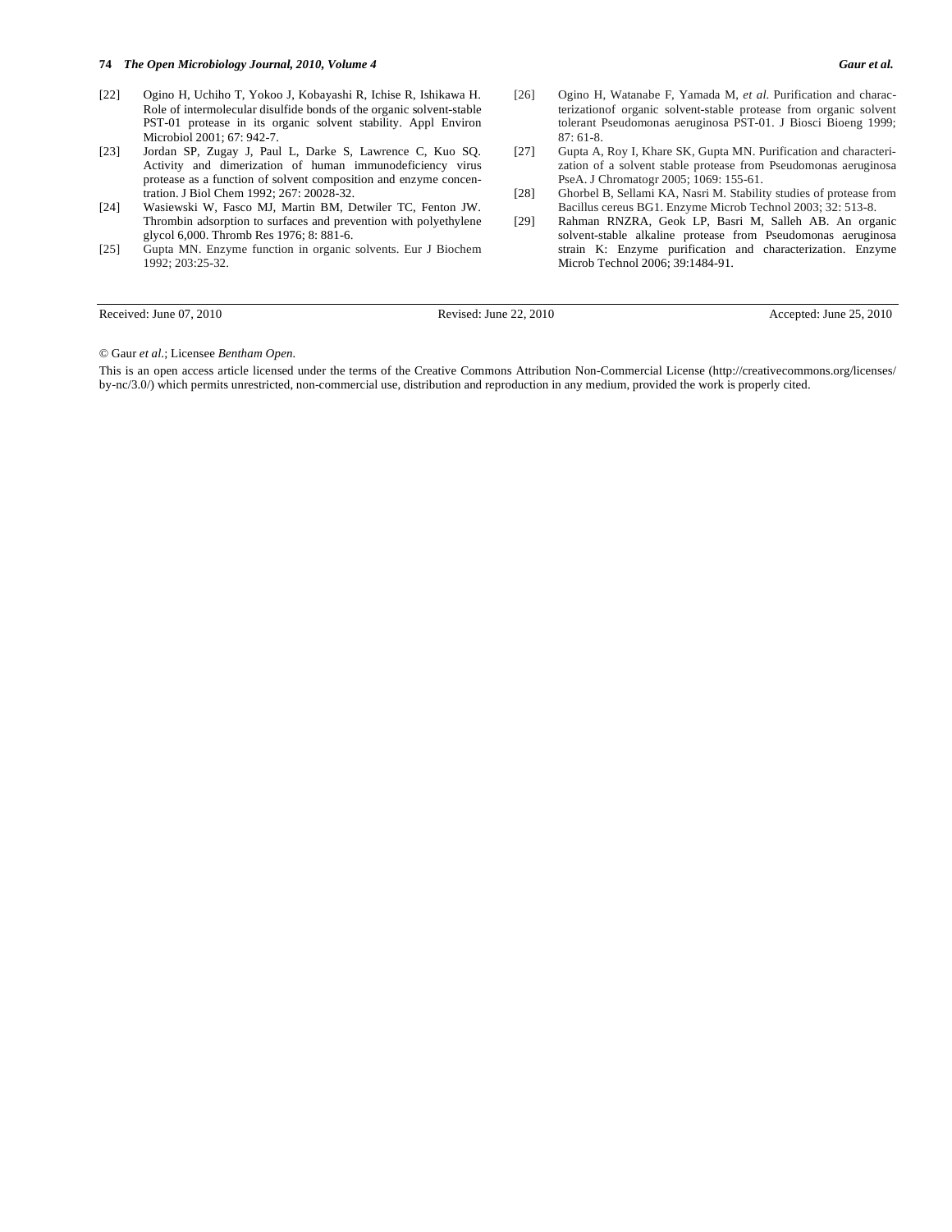[22] Ogino H, Uchiho T, Yokoo J, Kobayashi R, Ichise R, Ishikawa H. Role of intermolecular disulfide bonds of the organic solvent-stable PST-01 protease in its organic solvent stability. Appl Environ Microbiol 2001; 67: 942-7.

[23] Jordan SP, Zugay J, Paul L, Darke S, Lawrence C, Kuo SQ. Activity and dimerization of human immunodeficiency virus protease as a function of solvent composition and enzyme concentration. J Biol Chem 1992; 267: 20028-32.

[24] Wasiewski W, Fasco MJ, Martin BM, Detwiler TC, Fenton JW. Thrombin adsorption to surfaces and prevention with polyethylene glycol 6,000. Thromb Res 1976; 8: 881-6.

[25] Gupta MN. Enzyme function in organic solvents. Eur J Biochem 1992; 203:25-32.

[26] Ogino H, Watanabe F, Yamada M, *et al*. Purification and characterizationof organic solvent-stable protease from organic solvent tolerant Pseudomonas aeruginosa PST-01. J Biosci Bioeng 1999; 87: 61-8.

[27] Gupta A, Roy I, Khare SK, Gupta MN. Purification and characterization of a solvent stable protease from Pseudomonas aeruginosa PseA. J Chromatogr 2005; 1069: 155-61.

[28] Ghorbel B, Sellami KA, Nasri M. Stability studies of protease from Bacillus cereus BG1. Enzyme Microb Technol 2003; 32: 513-8.

[29] Rahman RNZRA, Geok LP, Basri M, Salleh AB. An organic solvent-stable alkaline protease from Pseudomonas aeruginosa strain K: Enzyme purification and characterization. Enzyme Microb Technol 2006; 39:1484-91.

Received: June 07, 2010 Revised: June 22, 2010 Accepted: June 25, 2010

© Gaur *et al.*; Licensee *Bentham Open.*

This is an open access article licensed under the terms of the Creative Commons Attribution Non-Commercial License (http://creativecommons.org/licenses/by-nc/3.0/) which permits unrestricted, non-commercial use, distribution and reproduction in any medium, provided the work is properly cited.